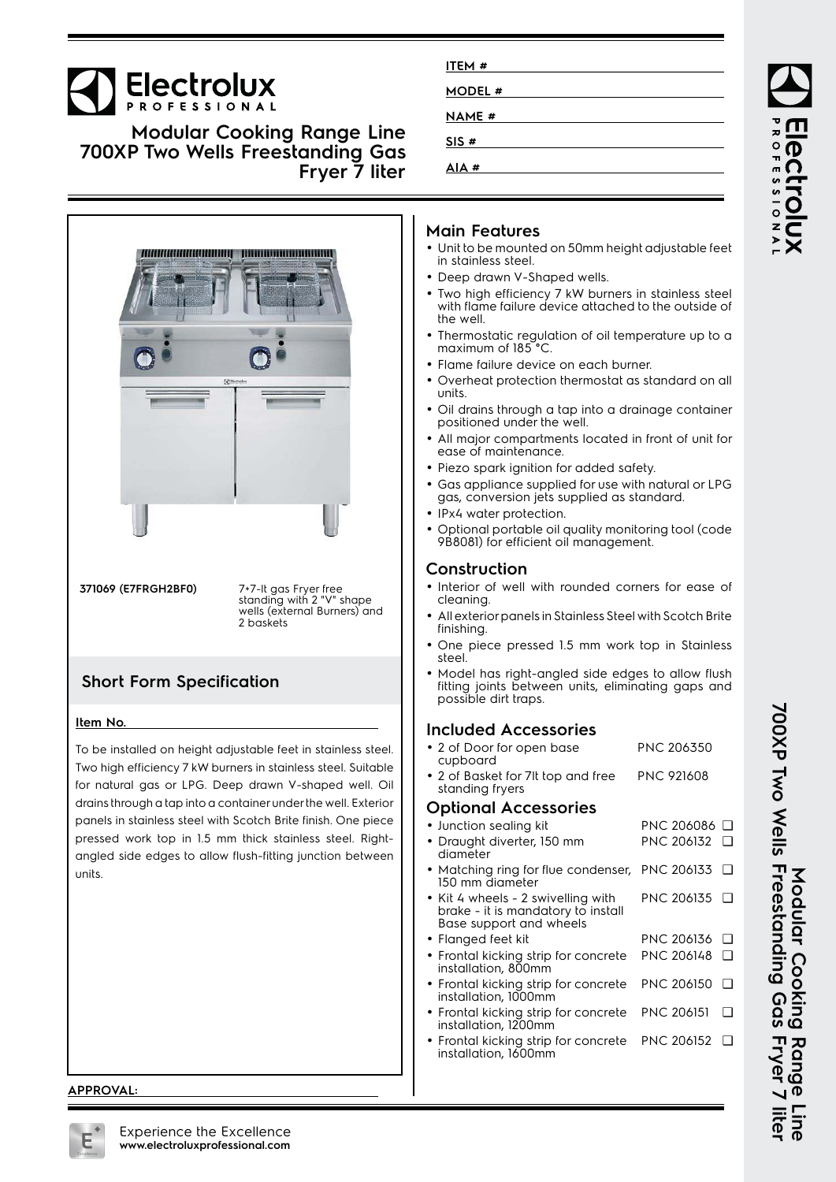# Electrolux PROFESSIONAL

## Modular Cooking Range Line 700XP Two Wells Freestanding Gas Fryer 7 liter

ITEM #

MODEL #

NAME #

SIS #

AIA #

**371069 (E7FRGH2BF0)** 7+7-lt gas Fryer free standing with 2 "V" shape wells (external Burners) and 2 baskets

## Short Form Specification

**Item No.**

To be installed on height adjustable feet in stainless steel. Two high efficiency 7 kW burners in stainless steel. Suitable for natural gas or LPG. Deep drawn V-shaped well. Oil drains through a tap into a container under the well. Exterior panels in stainless steel with Scotch Brite finish. One piece pressed work top in 1.5 mm thick stainless steel. Right-angled side edges to allow flush-fitting junction between units.

**APPROVAL:**

## Main Features

- Unit to be mounted on 50mm height adjustable feet in stainless steel.
- Deep drawn V-Shaped wells.
- Two high efficiency 7 kW burners in stainless steel with flame failure device attached to the outside of the well.
- Thermostatic regulation of oil temperature up to a maximum of 185 °C.
- Flame failure device on each burner.
- Overheat protection thermostat as standard on all units.
- Oil drains through a tap into a drainage container positioned under the well.
- All major compartments located in front of unit for ease of maintenance.
- Piezo spark ignition for added safety.
- Gas appliance supplied for use with natural or LPG gas, conversion jets supplied as standard.
- IPx4 water protection.
- Optional portable oil quality monitoring tool (code 9B8081) for efficient oil management.

## Construction

- Interior of well with rounded corners for ease of cleaning.
- All exterior panels in Stainless Steel with Scotch Brite finishing.
- One piece pressed 1.5 mm work top in Stainless steel.
- Model has right-angled side edges to allow flush fitting joints between units, eliminating gaps and possible dirt traps.

## Included Accessories

- 2 of Door for open base cupboard — PNC 206350
- 2 of Basket for 7lt top and free standing fryers — PNC 921608

## Optional Accessories

- Junction sealing kit — PNC 206086 ❑
- Draught diverter, 150 mm diameter — PNC 206132 ❑
- Matching ring for flue condenser, 150 mm diameter — PNC 206133 ❑
- Kit 4 wheels - 2 swivelling with brake - it is mandatory to install Base support and wheels — PNC 206135 ❑
- Flanged feet kit — PNC 206136 ❑
- Frontal kicking strip for concrete installation, 800mm — PNC 206148 ❑
- Frontal kicking strip for concrete installation, 1000mm — PNC 206150 ❑
- Frontal kicking strip for concrete installation, 1200mm — PNC 206151 ❑
- Frontal kicking strip for concrete installation, 1600mm — PNC 206152 ❑

Experience the Excellence
**www.electroluxprofessional.com**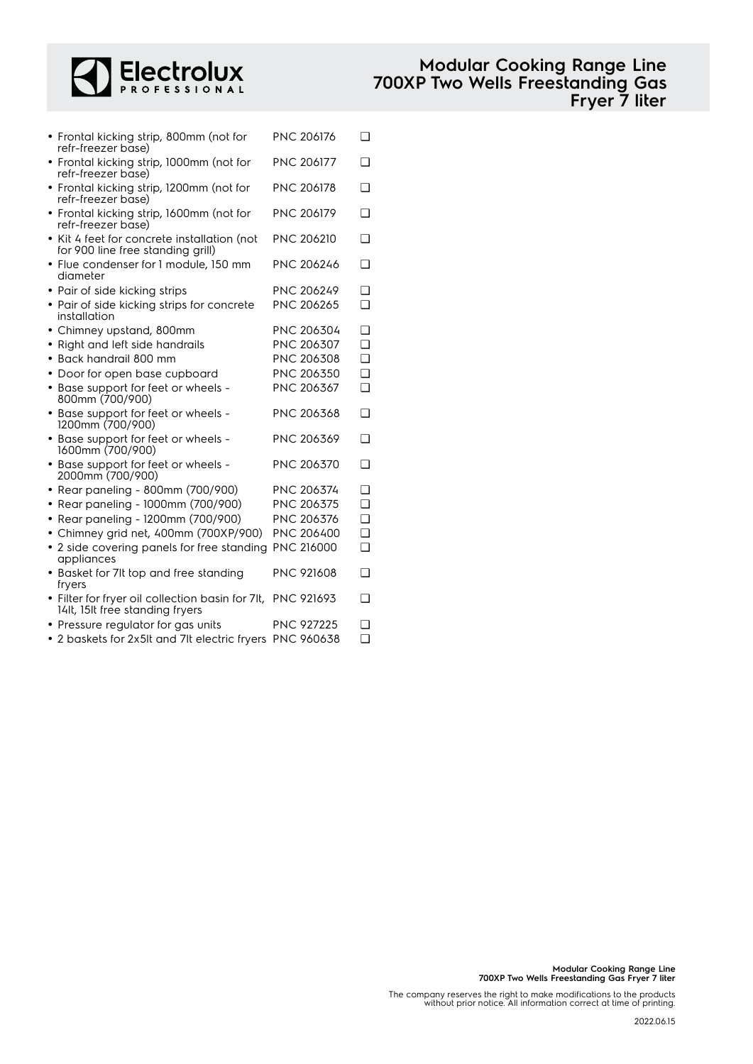# Modular Cooking Range Line 700XP Two Wells Freestanding Gas Fryer 7 liter

- Frontal kicking strip, 800mm (not for refr-freezer base) PNC 206176 ❑
- Frontal kicking strip, 1000mm (not for refr-freezer base) PNC 206177 ❑
- Frontal kicking strip, 1200mm (not for refr-freezer base) PNC 206178 ❑
- Frontal kicking strip, 1600mm (not for refr-freezer base) PNC 206179 ❑
- Kit 4 feet for concrete installation (not for 900 line free standing grill) PNC 206210 ❑
- Flue condenser for 1 module, 150 mm diameter PNC 206246 ❑
- Pair of side kicking strips PNC 206249 ❑
- Pair of side kicking strips for concrete installation PNC 206265 ❑
- Chimney upstand, 800mm PNC 206304 ❑
- Right and left side handrails PNC 206307 ❑
- Back handrail 800 mm PNC 206308 ❑
- Door for open base cupboard PNC 206350 ❑
- Base support for feet or wheels - 800mm (700/900) PNC 206367 ❑
- Base support for feet or wheels - 1200mm (700/900) PNC 206368 ❑
- Base support for feet or wheels - 1600mm (700/900) PNC 206369 ❑
- Base support for feet or wheels - 2000mm (700/900) PNC 206370 ❑
- Rear paneling - 800mm (700/900) PNC 206374 ❑
- Rear paneling - 1000mm (700/900) PNC 206375 ❑
- Rear paneling - 1200mm (700/900) PNC 206376 ❑
- Chimney grid net, 400mm (700XP/900) PNC 206400 ❑
- 2 side covering panels for free standing appliances PNC 216000 ❑
- Basket for 7lt top and free standing fryers PNC 921608 ❑
- Filter for fryer oil collection basin for 7lt, 14lt, 15lt free standing fryers PNC 921693 ❑
- Pressure regulator for gas units PNC 927225 ❑
- 2 baskets for 2x5lt and 7lt electric fryers PNC 960638 ❑

The company reserves the right to make modifications to the products without prior notice. All information correct at time of printing.

2022.06.15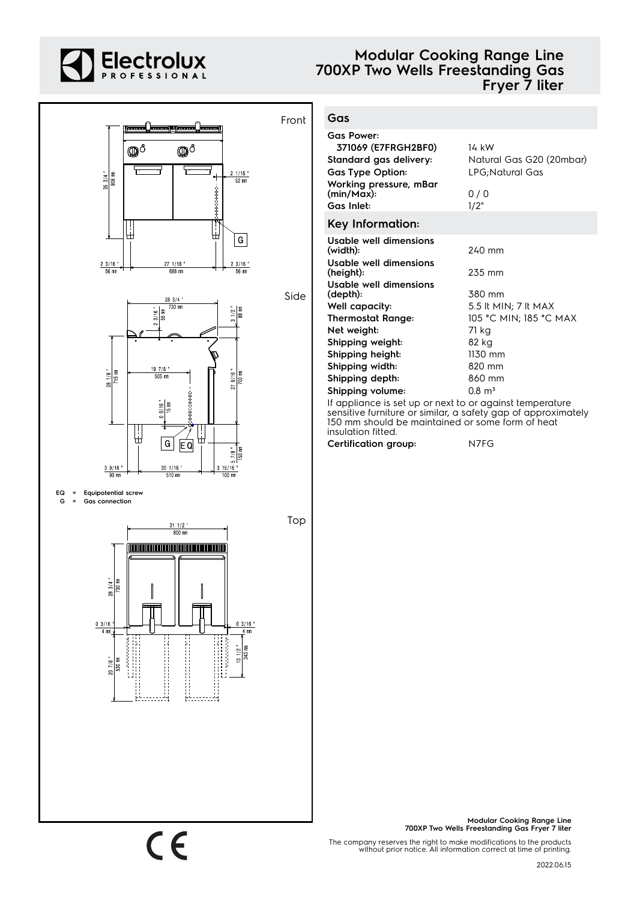# Modular Cooking Range Line 700XP Two Wells Freestanding Gas Fryer 7 liter

Front

35 3/4 "
908 mm

2 1/16 "
52 mm

G

2 3/16 "
56 mm

27 1/16 "
688 mm

2 3/16 "
56 mm

Side

28 3/4 "
730 mm

2 3/16 "
55 mm

3 1/2 "
88 mm

28 1/8 "
715 mm

19 7/8 "
505 mm

27 9/16 "
700 mm

0 9/16 "
15 mm

G

EQ

5 7/8 "
150 mm

3 9/16 "
90 mm

20 1/16 "
510 mm

3 15/16 "
100 mm

EQ = Equipotential screw
G = Gas connection

Top

31 1/2 "
800 mm

28 3/4 "
730 mm

0 3/16 "
4 mm

0 3/16 "
4 mm

20 7/8 "
530 mm

13 1/2 "
343 mm

## Gas

| | |
|---|---|
| **Gas Power:** | |
| **371069 (E7FRGH2BF0)** | 14 kW |
| **Standard gas delivery:** | Natural Gas G20 (20mbar) |
| **Gas Type Option:** | LPG;Natural Gas |
| **Working pressure, mBar (min/Max):** | 0 / 0 |
| **Gas Inlet:** | 1/2" |

## Key Information:

| | |
|---|---|
| **Usable well dimensions (width):** | 240 mm |
| **Usable well dimensions (height):** | 235 mm |
| **Usable well dimensions (depth):** | 380 mm |
| **Well capacity:** | 5.5 lt MIN; 7 lt MAX |
| **Thermostat Range:** | 105 °C MIN; 185 °C MAX |
| **Net weight:** | 71 kg |
| **Shipping weight:** | 82 kg |
| **Shipping height:** | 1130 mm |
| **Shipping width:** | 820 mm |
| **Shipping depth:** | 860 mm |
| **Shipping volume:** | 0.8 m³ |

If appliance is set up or next to or against temperature sensitive furniture or similar, a safety gap of approximately 150 mm should be maintained or some form of heat insulation fitted.

**Certification group:** N7FG

The company reserves the right to make modifications to the products without prior notice. All information correct at time of printing.

2022.06.15